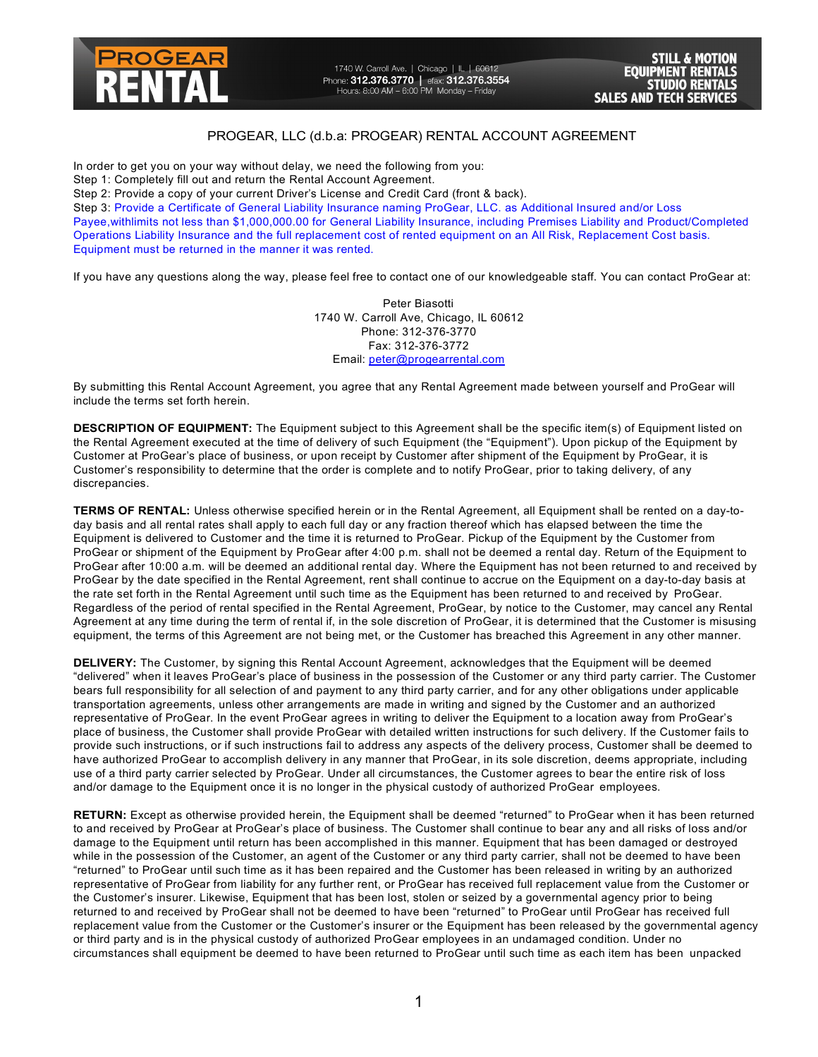PROGEAR RENTAL

1740 W. Carroll Ave. | Chicago | IL | 60612
Phone: 312.376.3770 | efax: 312.376.3554
Hours: 8:00 AM – 6:00 PM Monday – Friday

STILL & MOTION EQUIPMENT RENTALS
STUDIO RENTALS
SALES AND TECH SERVICES

# PROGEAR, LLC (d.b.a: PROGEAR) RENTAL ACCOUNT AGREEMENT

In order to get you on your way without delay, we need the following from you:
Step 1: Completely fill out and return the Rental Account Agreement.
Step 2: Provide a copy of your current Driver's License and Credit Card (front & back).
Step 3: Provide a Certificate of General Liability Insurance naming ProGear, LLC. as Additional Insured and/or Loss Payee,withlimits not less than $1,000,000.00 for General Liability Insurance, including Premises Liability and Product/Completed Operations Liability Insurance and the full replacement cost of rented equipment on an All Risk, Replacement Cost basis. Equipment must be returned in the manner it was rented.

If you have any questions along the way, please feel free to contact one of our knowledgeable staff. You can contact ProGear at:

Peter Biasotti
1740 W. Carroll Ave, Chicago, IL 60612
Phone: 312-376-3770
Fax: 312-376-3772
Email: peter@progearrental.com

By submitting this Rental Account Agreement, you agree that any Rental Agreement made between yourself and ProGear will include the terms set forth herein.

**DESCRIPTION OF EQUIPMENT:** The Equipment subject to this Agreement shall be the specific item(s) of Equipment listed on the Rental Agreement executed at the time of delivery of such Equipment (the "Equipment"). Upon pickup of the Equipment by Customer at ProGear's place of business, or upon receipt by Customer after shipment of the Equipment by ProGear, it is Customer's responsibility to determine that the order is complete and to notify ProGear, prior to taking delivery, of any discrepancies.

**TERMS OF RENTAL:** Unless otherwise specified herein or in the Rental Agreement, all Equipment shall be rented on a day-to-day basis and all rental rates shall apply to each full day or any fraction thereof which has elapsed between the time the Equipment is delivered to Customer and the time it is returned to ProGear. Pickup of the Equipment by the Customer from ProGear or shipment of the Equipment by ProGear after 4:00 p.m. shall not be deemed a rental day. Return of the Equipment to ProGear after 10:00 a.m. will be deemed an additional rental day. Where the Equipment has not been returned to and received by ProGear by the date specified in the Rental Agreement, rent shall continue to accrue on the Equipment on a day-to-day basis at the rate set forth in the Rental Agreement until such time as the Equipment has been returned to and received by ProGear. Regardless of the period of rental specified in the Rental Agreement, ProGear, by notice to the Customer, may cancel any Rental Agreement at any time during the term of rental if, in the sole discretion of ProGear, it is determined that the Customer is misusing equipment, the terms of this Agreement are not being met, or the Customer has breached this Agreement in any other manner.

**DELIVERY:** The Customer, by signing this Rental Account Agreement, acknowledges that the Equipment will be deemed "delivered" when it leaves ProGear's place of business in the possession of the Customer or any third party carrier. The Customer bears full responsibility for all selection of and payment to any third party carrier, and for any other obligations under applicable transportation agreements, unless other arrangements are made in writing and signed by the Customer and an authorized representative of ProGear. In the event ProGear agrees in writing to deliver the Equipment to a location away from ProGear's place of business, the Customer shall provide ProGear with detailed written instructions for such delivery. If the Customer fails to provide such instructions, or if such instructions fail to address any aspects of the delivery process, Customer shall be deemed to have authorized ProGear to accomplish delivery in any manner that ProGear, in its sole discretion, deems appropriate, including use of a third party carrier selected by ProGear. Under all circumstances, the Customer agrees to bear the entire risk of loss and/or damage to the Equipment once it is no longer in the physical custody of authorized ProGear employees.

**RETURN:** Except as otherwise provided herein, the Equipment shall be deemed "returned" to ProGear when it has been returned to and received by ProGear at ProGear's place of business. The Customer shall continue to bear any and all risks of loss and/or damage to the Equipment until return has been accomplished in this manner. Equipment that has been damaged or destroyed while in the possession of the Customer, an agent of the Customer or any third party carrier, shall not be deemed to have been "returned" to ProGear until such time as it has been repaired and the Customer has been released in writing by an authorized representative of ProGear from liability for any further rent, or ProGear has received full replacement value from the Customer or the Customer's insurer. Likewise, Equipment that has been lost, stolen or seized by a governmental agency prior to being returned to and received by ProGear shall not be deemed to have been "returned" to ProGear until ProGear has received full replacement value from the Customer or the Customer's insurer or the Equipment has been released by the governmental agency or third party and is in the physical custody of authorized ProGear employees in an undamaged condition. Under no circumstances shall equipment be deemed to have been returned to ProGear until such time as each item has been unpacked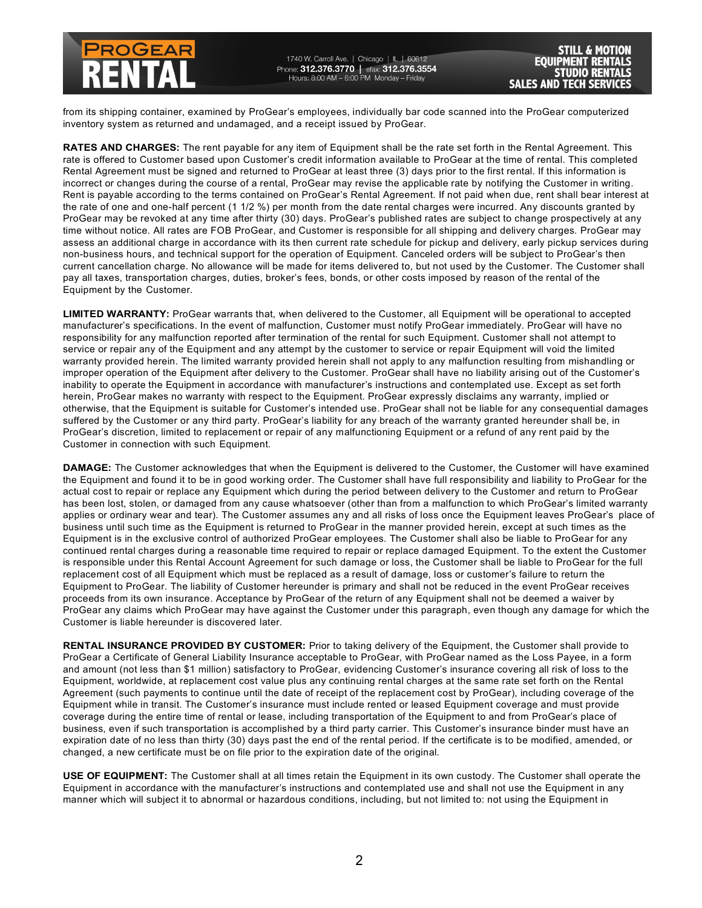from its shipping container, examined by ProGear's employees, individually bar code scanned into the ProGear computerized inventory system as returned and undamaged, and a receipt issued by ProGear.

**RATES AND CHARGES:** The rent payable for any item of Equipment shall be the rate set forth in the Rental Agreement. This rate is offered to Customer based upon Customer's credit information available to ProGear at the time of rental. This completed Rental Agreement must be signed and returned to ProGear at least three (3) days prior to the first rental. If this information is incorrect or changes during the course of a rental, ProGear may revise the applicable rate by notifying the Customer in writing. Rent is payable according to the terms contained on ProGear's Rental Agreement. If not paid when due, rent shall bear interest at the rate of one and one-half percent (1 1/2 %) per month from the date rental charges were incurred. Any discounts granted by ProGear may be revoked at any time after thirty (30) days. ProGear's published rates are subject to change prospectively at any time without notice. All rates are FOB ProGear, and Customer is responsible for all shipping and delivery charges. ProGear may assess an additional charge in accordance with its then current rate schedule for pickup and delivery, early pickup services during non-business hours, and technical support for the operation of Equipment. Canceled orders will be subject to ProGear's then current cancellation charge. No allowance will be made for items delivered to, but not used by the Customer. The Customer shall pay all taxes, transportation charges, duties, broker's fees, bonds, or other costs imposed by reason of the rental of the Equipment by the Customer.

**LIMITED WARRANTY:** ProGear warrants that, when delivered to the Customer, all Equipment will be operational to accepted manufacturer's specifications. In the event of malfunction, Customer must notify ProGear immediately. ProGear will have no responsibility for any malfunction reported after termination of the rental for such Equipment. Customer shall not attempt to service or repair any of the Equipment and any attempt by the customer to service or repair Equipment will void the limited warranty provided herein. The limited warranty provided herein shall not apply to any malfunction resulting from mishandling or improper operation of the Equipment after delivery to the Customer. ProGear shall have no liability arising out of the Customer's inability to operate the Equipment in accordance with manufacturer's instructions and contemplated use. Except as set forth herein, ProGear makes no warranty with respect to the Equipment. ProGear expressly disclaims any warranty, implied or otherwise, that the Equipment is suitable for Customer's intended use. ProGear shall not be liable for any consequential damages suffered by the Customer or any third party. ProGear's liability for any breach of the warranty granted hereunder shall be, in ProGear's discretion, limited to replacement or repair of any malfunctioning Equipment or a refund of any rent paid by the Customer in connection with such Equipment.

**DAMAGE:** The Customer acknowledges that when the Equipment is delivered to the Customer, the Customer will have examined the Equipment and found it to be in good working order. The Customer shall have full responsibility and liability to ProGear for the actual cost to repair or replace any Equipment which during the period between delivery to the Customer and return to ProGear has been lost, stolen, or damaged from any cause whatsoever (other than from a malfunction to which ProGear's limited warranty applies or ordinary wear and tear). The Customer assumes any and all risks of loss once the Equipment leaves ProGear's place of business until such time as the Equipment is returned to ProGear in the manner provided herein, except at such times as the Equipment is in the exclusive control of authorized ProGear employees. The Customer shall also be liable to ProGear for any continued rental charges during a reasonable time required to repair or replace damaged Equipment. To the extent the Customer is responsible under this Rental Account Agreement for such damage or loss, the Customer shall be liable to ProGear for the full replacement cost of all Equipment which must be replaced as a result of damage, loss or customer's failure to return the Equipment to ProGear. The liability of Customer hereunder is primary and shall not be reduced in the event ProGear receives proceeds from its own insurance. Acceptance by ProGear of the return of any Equipment shall not be deemed a waiver by ProGear any claims which ProGear may have against the Customer under this paragraph, even though any damage for which the Customer is liable hereunder is discovered later.

**RENTAL INSURANCE PROVIDED BY CUSTOMER:** Prior to taking delivery of the Equipment, the Customer shall provide to ProGear a Certificate of General Liability Insurance acceptable to ProGear, with ProGear named as the Loss Payee, in a form and amount (not less than $1 million) satisfactory to ProGear, evidencing Customer's insurance covering all risk of loss to the Equipment, worldwide, at replacement cost value plus any continuing rental charges at the same rate set forth on the Rental Agreement (such payments to continue until the date of receipt of the replacement cost by ProGear), including coverage of the Equipment while in transit. The Customer's insurance must include rented or leased Equipment coverage and must provide coverage during the entire time of rental or lease, including transportation of the Equipment to and from ProGear's place of business, even if such transportation is accomplished by a third party carrier. This Customer's insurance binder must have an expiration date of no less than thirty (30) days past the end of the rental period. If the certificate is to be modified, amended, or changed, a new certificate must be on file prior to the expiration date of the original.

**USE OF EQUIPMENT:** The Customer shall at all times retain the Equipment in its own custody. The Customer shall operate the Equipment in accordance with the manufacturer's instructions and contemplated use and shall not use the Equipment in any manner which will subject it to abnormal or hazardous conditions, including, but not limited to: not using the Equipment in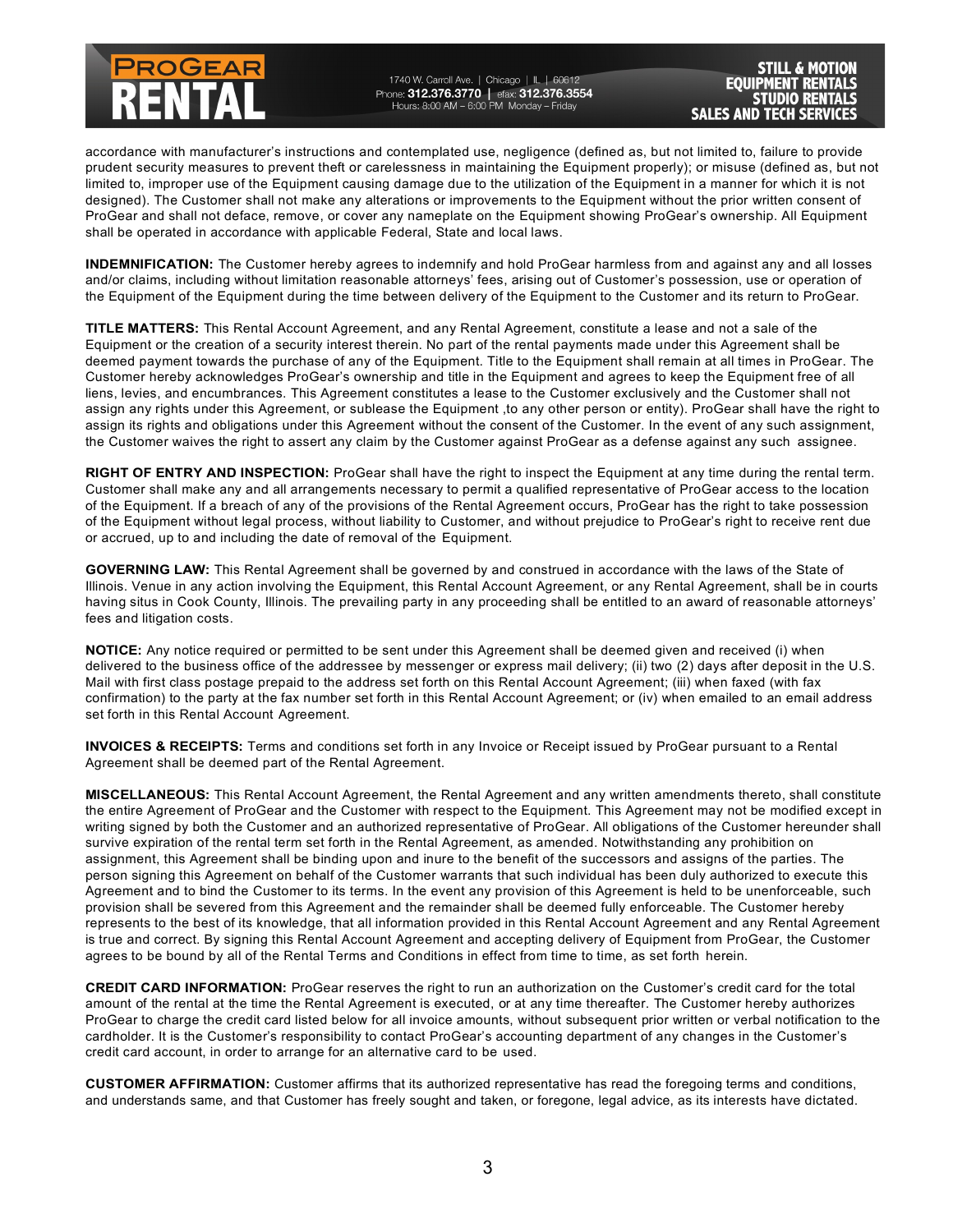accordance with manufacturer's instructions and contemplated use, negligence (defined as, but not limited to, failure to provide prudent security measures to prevent theft or carelessness in maintaining the Equipment properly); or misuse (defined as, but not limited to, improper use of the Equipment causing damage due to the utilization of the Equipment in a manner for which it is not designed). The Customer shall not make any alterations or improvements to the Equipment without the prior written consent of ProGear and shall not deface, remove, or cover any nameplate on the Equipment showing ProGear's ownership. All Equipment shall be operated in accordance with applicable Federal, State and local laws.

**INDEMNIFICATION:** The Customer hereby agrees to indemnify and hold ProGear harmless from and against any and all losses and/or claims, including without limitation reasonable attorneys' fees, arising out of Customer's possession, use or operation of the Equipment of the Equipment during the time between delivery of the Equipment to the Customer and its return to ProGear.

**TITLE MATTERS:** This Rental Account Agreement, and any Rental Agreement, constitute a lease and not a sale of the Equipment or the creation of a security interest therein. No part of the rental payments made under this Agreement shall be deemed payment towards the purchase of any of the Equipment. Title to the Equipment shall remain at all times in ProGear. The Customer hereby acknowledges ProGear's ownership and title in the Equipment and agrees to keep the Equipment free of all liens, levies, and encumbrances. This Agreement constitutes a lease to the Customer exclusively and the Customer shall not assign any rights under this Agreement, or sublease the Equipment ,to any other person or entity). ProGear shall have the right to assign its rights and obligations under this Agreement without the consent of the Customer. In the event of any such assignment, the Customer waives the right to assert any claim by the Customer against ProGear as a defense against any such assignee.

**RIGHT OF ENTRY AND INSPECTION:** ProGear shall have the right to inspect the Equipment at any time during the rental term. Customer shall make any and all arrangements necessary to permit a qualified representative of ProGear access to the location of the Equipment. If a breach of any of the provisions of the Rental Agreement occurs, ProGear has the right to take possession of the Equipment without legal process, without liability to Customer, and without prejudice to ProGear's right to receive rent due or accrued, up to and including the date of removal of the Equipment.

**GOVERNING LAW:** This Rental Agreement shall be governed by and construed in accordance with the laws of the State of Illinois. Venue in any action involving the Equipment, this Rental Account Agreement, or any Rental Agreement, shall be in courts having situs in Cook County, Illinois. The prevailing party in any proceeding shall be entitled to an award of reasonable attorneys' fees and litigation costs.

**NOTICE:** Any notice required or permitted to be sent under this Agreement shall be deemed given and received (i) when delivered to the business office of the addressee by messenger or express mail delivery; (ii) two (2) days after deposit in the U.S. Mail with first class postage prepaid to the address set forth on this Rental Account Agreement; (iii) when faxed (with fax confirmation) to the party at the fax number set forth in this Rental Account Agreement; or (iv) when emailed to an email address set forth in this Rental Account Agreement.

**INVOICES & RECEIPTS:** Terms and conditions set forth in any Invoice or Receipt issued by ProGear pursuant to a Rental Agreement shall be deemed part of the Rental Agreement.

**MISCELLANEOUS:** This Rental Account Agreement, the Rental Agreement and any written amendments thereto, shall constitute the entire Agreement of ProGear and the Customer with respect to the Equipment. This Agreement may not be modified except in writing signed by both the Customer and an authorized representative of ProGear. All obligations of the Customer hereunder shall survive expiration of the rental term set forth in the Rental Agreement, as amended. Notwithstanding any prohibition on assignment, this Agreement shall be binding upon and inure to the benefit of the successors and assigns of the parties. The person signing this Agreement on behalf of the Customer warrants that such individual has been duly authorized to execute this Agreement and to bind the Customer to its terms. In the event any provision of this Agreement is held to be unenforceable, such provision shall be severed from this Agreement and the remainder shall be deemed fully enforceable. The Customer hereby represents to the best of its knowledge, that all information provided in this Rental Account Agreement and any Rental Agreement is true and correct. By signing this Rental Account Agreement and accepting delivery of Equipment from ProGear, the Customer agrees to be bound by all of the Rental Terms and Conditions in effect from time to time, as set forth herein.

**CREDIT CARD INFORMATION:** ProGear reserves the right to run an authorization on the Customer's credit card for the total amount of the rental at the time the Rental Agreement is executed, or at any time thereafter. The Customer hereby authorizes ProGear to charge the credit card listed below for all invoice amounts, without subsequent prior written or verbal notification to the cardholder. It is the Customer's responsibility to contact ProGear's accounting department of any changes in the Customer's credit card account, in order to arrange for an alternative card to be used.

**CUSTOMER AFFIRMATION:** Customer affirms that its authorized representative has read the foregoing terms and conditions, and understands same, and that Customer has freely sought and taken, or foregone, legal advice, as its interests have dictated.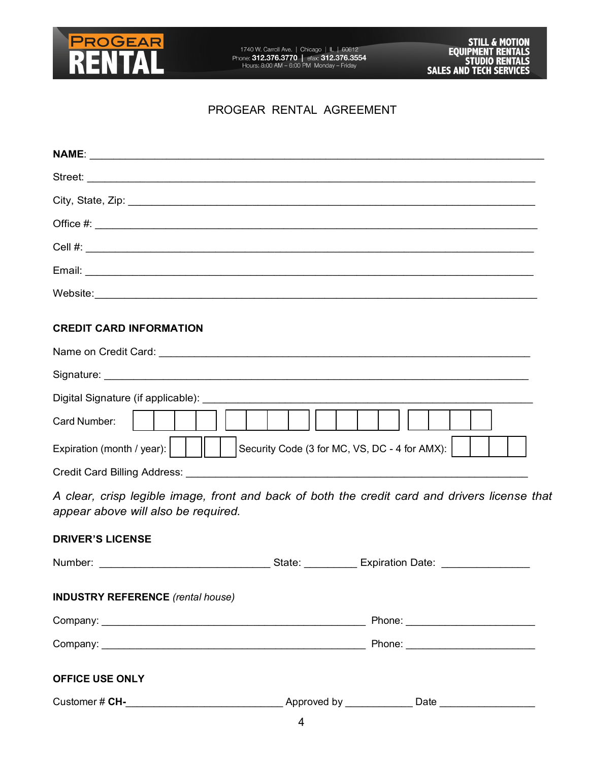PROGEAR RENTAL

1740 W. Carroll Ave. | Chicago | IL | 60612
Phone: **312.376.3770** | efax: **312.376.3554**
Hours: 8:00 AM – 6:00 PM Monday – Friday

**STILL & MOTION EQUIPMENT RENTALS**
**STUDIO RENTALS**
**SALES AND TECH SERVICES**

# PROGEAR RENTAL AGREEMENT

**NAME**: ______________________________________________________________________

Street: ______________________________________________________________________

City, State, Zip: ______________________________________________________________

Office #: _____________________________________________________________________

Cell #: ______________________________________________________________________

Email: ______________________________________________________________________

Website:_____________________________________________________________________

## CREDIT CARD INFORMATION

Name on Credit Card: __________________________________________________________

Signature: ____________________________________________________________________

Digital Signature (if applicable): _______________________________________________

Card Number: [ | | | ] [ | | | ] [ | | | ] [ | | | ]

Expiration (month / year): [ | ] [ | ] Security Code (3 for MC, VS, DC - 4 for AMX): [ | | | ]

Credit Card Billing Address: ____________________________________________________

*A clear, crisp legible image, front and back of both the credit card and drivers license that appear above will also be required.*

## DRIVER'S LICENSE

Number: ___________________________ State: _________ Expiration Date: ______________

## INDUSTRY REFERENCE *(rental house)*

Company: ____________________________________________ Phone: ______________________

Company: ____________________________________________ Phone: ______________________

## OFFICE USE ONLY

Customer # **CH-**___________________________ Approved by ___________ Date ________________